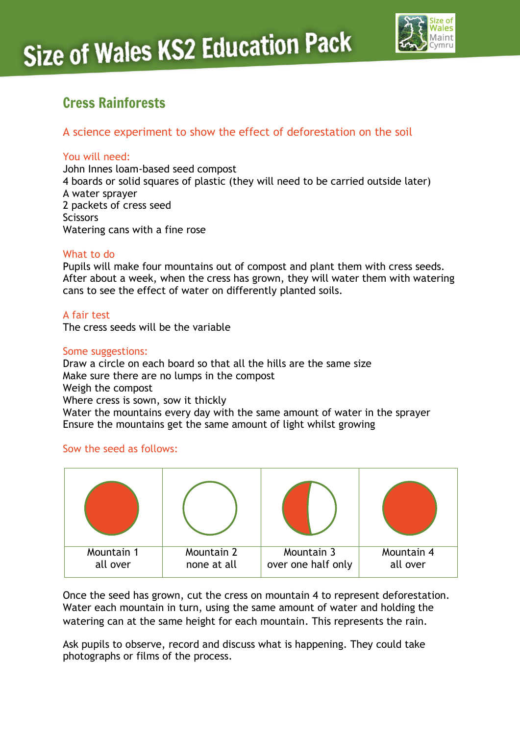# Size of Wales KS2 Education Pack

## Cress Rainforests

### A science experiment to show the effect of deforestation on the soil

**You will need:**

John Innes loam-based seed compost
4 boards or solid squares of plastic (they will need to be carried outside later)
A water sprayer
2 packets of cress seed
Scissors
Watering cans with a fine rose

**What to do**

Pupils will make four mountains out of compost and plant them with cress seeds. After about a week, when the cress has grown, they will water them with watering cans to see the effect of water on differently planted soils.

**A fair test**

The cress seeds will be the variable

**Some suggestions:**

Draw a circle on each board so that all the hills are the same size
Make sure there are no lumps in the compost
Weigh the compost
Where cress is sown, sow it thickly
Water the mountains every day with the same amount of water in the sprayer
Ensure the mountains get the same amount of light whilst growing

**Sow the seed as follows:**

| Mountain 1 | Mountain 2 | Mountain 3 | Mountain 4 |
|---|---|---|---|
| all over | none at all | over one half only | all over |

Once the seed has grown, cut the cress on mountain 4 to represent deforestation. Water each mountain in turn, using the same amount of water and holding the watering can at the same height for each mountain. This represents the rain.

Ask pupils to observe, record and discuss what is happening. They could take photographs or films of the process.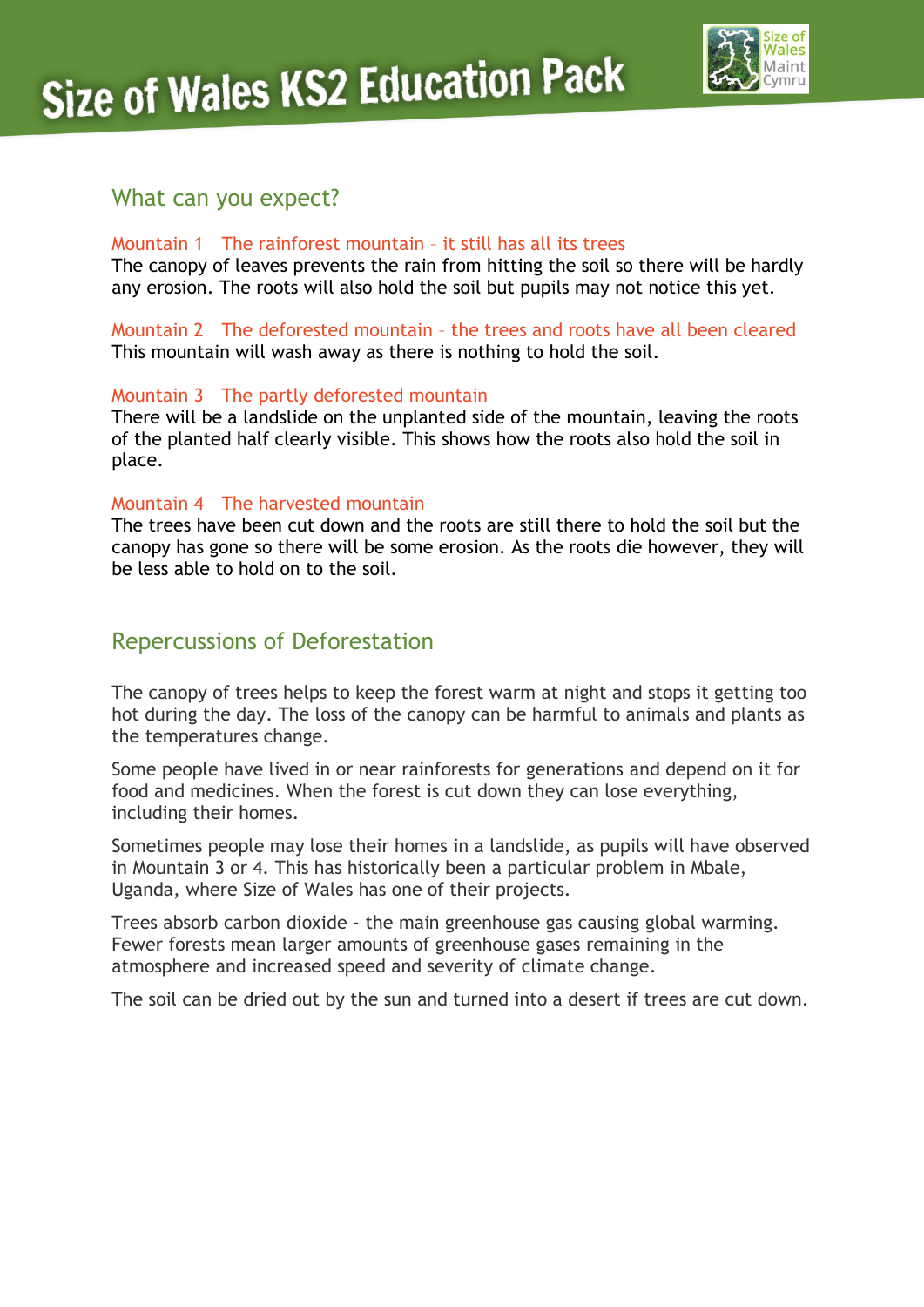## What can you expect?

### Mountain 1 The rainforest mountain – it still has all its trees

The canopy of leaves prevents the rain from hitting the soil so there will be hardly any erosion. The roots will also hold the soil but pupils may not notice this yet.

### Mountain 2 The deforested mountain – the trees and roots have all been cleared

This mountain will wash away as there is nothing to hold the soil.

### Mountain 3 The partly deforested mountain

There will be a landslide on the unplanted side of the mountain, leaving the roots of the planted half clearly visible. This shows how the roots also hold the soil in place.

### Mountain 4 The harvested mountain

The trees have been cut down and the roots are still there to hold the soil but the canopy has gone so there will be some erosion. As the roots die however, they will be less able to hold on to the soil.

## Repercussions of Deforestation

The canopy of trees helps to keep the forest warm at night and stops it getting too hot during the day. The loss of the canopy can be harmful to animals and plants as the temperatures change.

Some people have lived in or near rainforests for generations and depend on it for food and medicines. When the forest is cut down they can lose everything, including their homes.

Sometimes people may lose their homes in a landslide, as pupils will have observed in Mountain 3 or 4. This has historically been a particular problem in Mbale, Uganda, where Size of Wales has one of their projects.

Trees absorb carbon dioxide - the main greenhouse gas causing global warming. Fewer forests mean larger amounts of greenhouse gases remaining in the atmosphere and increased speed and severity of climate change.

The soil can be dried out by the sun and turned into a desert if trees are cut down.